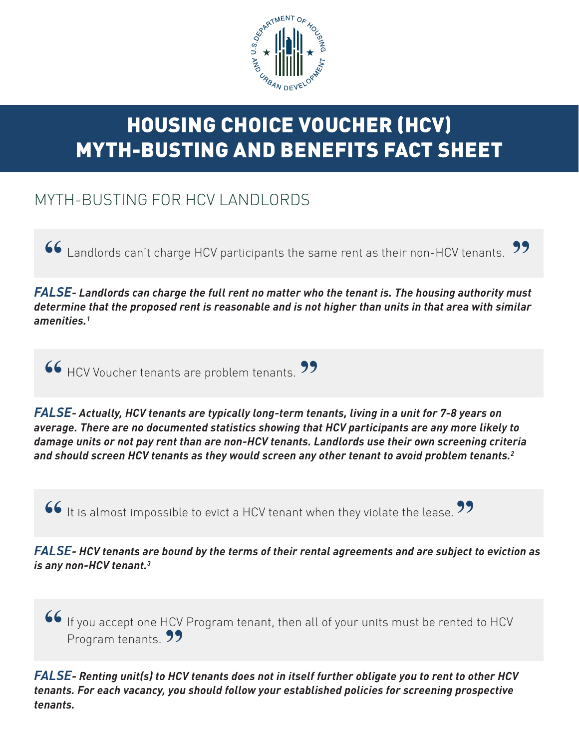# HOUSING CHOICE VOUCHER (HCV) MYTH-BUSTING AND BENEFITS FACT SHEET

## MYTH-BUSTING FOR HCV LANDLORDS

> "Landlords can't charge HCV participants the same rent as their non-HCV tenants."

***FALSE- Landlords can charge the full rent no matter who the tenant is. The housing authority must determine that the proposed rent is reasonable and is not higher than units in that area with similar amenities.*** [1]

> "HCV Voucher tenants are problem tenants."

***FALSE- Actually, HCV tenants are typically long-term tenants, living in a unit for 7-8 years on average. There are no documented statistics showing that HCV participants are any more likely to damage units or not pay rent than are non-HCV tenants. Landlords use their own screening criteria and should screen HCV tenants as they would screen any other tenant to avoid problem tenants.*** [2]

> "It is almost impossible to evict a HCV tenant when they violate the lease."

***FALSE- HCV tenants are bound by the terms of their rental agreements and are subject to eviction as is any non-HCV tenant.*** [3]

> "If you accept one HCV Program tenant, then all of your units must be rented to HCV Program tenants."

***FALSE- Renting unit(s) to HCV tenants does not in itself further obligate you to rent to other HCV tenants. For each vacancy, you should follow your established policies for screening prospective tenants.***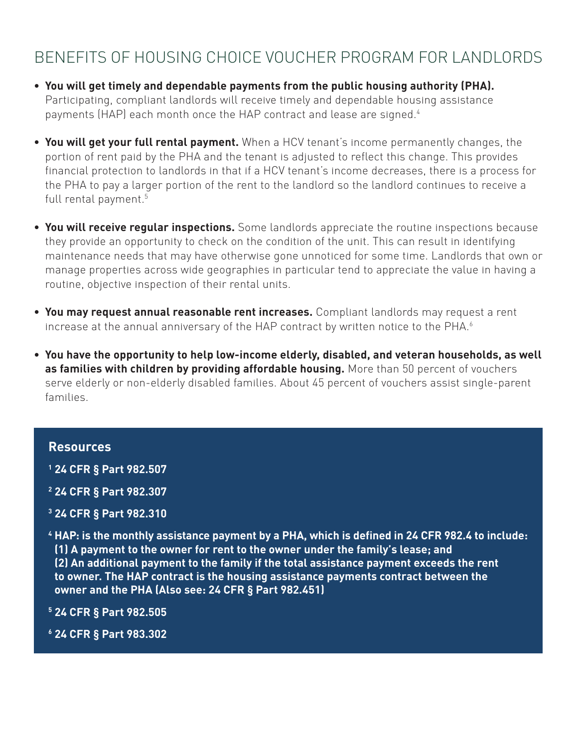## BENEFITS OF HOUSING CHOICE VOUCHER PROGRAM FOR LANDLORDS

- **You will get timely and dependable payments from the public housing authority (PHA).** Participating, compliant landlords will receive timely and dependable housing assistance payments (HAP) each month once the HAP contract and lease are signed.[4]
- **You will get your full rental payment.** When a HCV tenant's income permanently changes, the portion of rent paid by the PHA and the tenant is adjusted to reflect this change. This provides financial protection to landlords in that if a HCV tenant's income decreases, there is a process for the PHA to pay a larger portion of the rent to the landlord so the landlord continues to receive a full rental payment.[5]
- **You will receive regular inspections.** Some landlords appreciate the routine inspections because they provide an opportunity to check on the condition of the unit. This can result in identifying maintenance needs that may have otherwise gone unnoticed for some time. Landlords that own or manage properties across wide geographies in particular tend to appreciate the value in having a routine, objective inspection of their rental units.
- **You may request annual reasonable rent increases.** Compliant landlords may request a rent increase at the annual anniversary of the HAP contract by written notice to the PHA.[6]
- **You have the opportunity to help low-income elderly, disabled, and veteran households, as well as families with children by providing affordable housing.** More than 50 percent of vouchers serve elderly or non-elderly disabled families. About 45 percent of vouchers assist single-parent families.

### Resources

[1] **24 CFR § Part 982.507**

[2] **24 CFR § Part 982.307**

[3] **24 CFR § Part 982.310**

[4] **HAP: is the monthly assistance payment by a PHA, which is defined in 24 CFR 982.4 to include: (1) A payment to the owner for rent to the owner under the family's lease; and (2) An additional payment to the family if the total assistance payment exceeds the rent to owner. The HAP contract is the housing assistance payments contract between the owner and the PHA (Also see: 24 CFR § Part 982.451)**

[5] **24 CFR § Part 982.505**

[6] **24 CFR § Part 983.302**